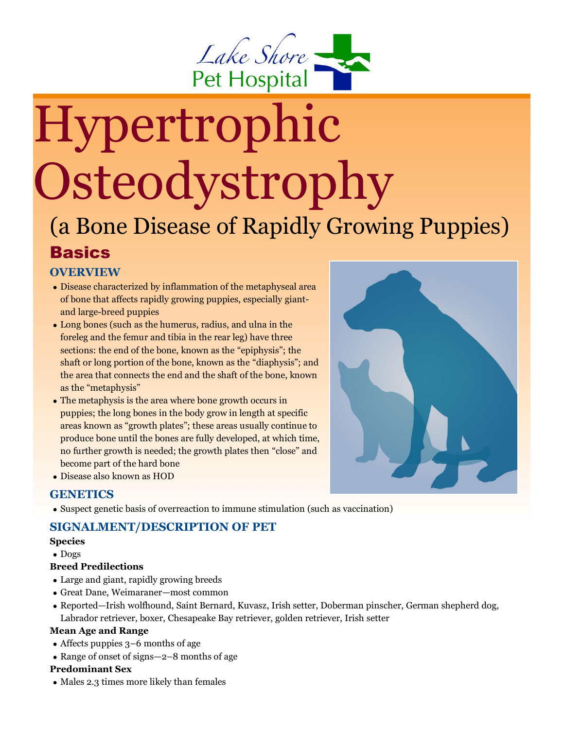Lake Shore Pet Hospital

# Hypertrophic Osteodystrophy

## (a Bone Disease of Rapidly Growing Puppies)

## Basics

### OVERVIEW

- Disease characterized by inflammation of the metaphyseal area of bone that affects rapidly growing puppies, especially giant- and large-breed puppies
- Long bones (such as the humerus, radius, and ulna in the foreleg and the femur and tibia in the rear leg) have three sections: the end of the bone, known as the "epiphysis"; the shaft or long portion of the bone, known as the "diaphysis"; and the area that connects the end and the shaft of the bone, known as the "metaphysis"
- The metaphysis is the area where bone growth occurs in puppies; the long bones in the body grow in length at specific areas known as "growth plates"; these areas usually continue to produce bone until the bones are fully developed, at which time, no further growth is needed; the growth plates then "close" and become part of the hard bone
- Disease also known as HOD

### GENETICS

- Suspect genetic basis of overreaction to immune stimulation (such as vaccination)

### SIGNALMENT/DESCRIPTION OF PET

**Species**

- Dogs

**Breed Predilections**

- Large and giant, rapidly growing breeds
- Great Dane, Weimaraner—most common
- Reported—Irish wolfhound, Saint Bernard, Kuvasz, Irish setter, Doberman pinscher, German shepherd dog, Labrador retriever, boxer, Chesapeake Bay retriever, golden retriever, Irish setter

**Mean Age and Range**

- Affects puppies 3–6 months of age
- Range of onset of signs—2–8 months of age

**Predominant Sex**

- Males 2.3 times more likely than females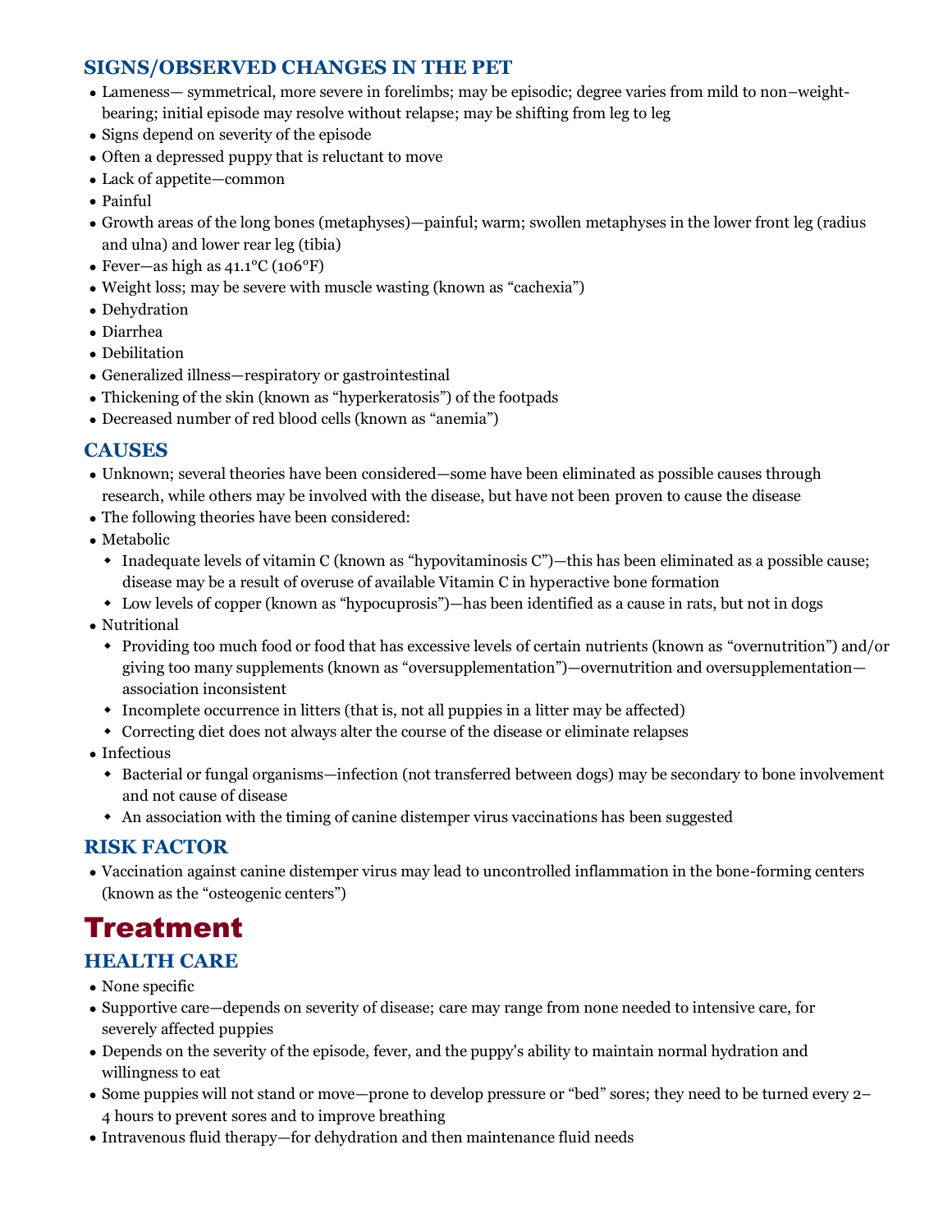### SIGNS/OBSERVED CHANGES IN THE PET

- Lameness— symmetrical, more severe in forelimbs; may be episodic; degree varies from mild to non–weight-bearing; initial episode may resolve without relapse; may be shifting from leg to leg
- Signs depend on severity of the episode
- Often a depressed puppy that is reluctant to move
- Lack of appetite—common
- Painful
- Growth areas of the long bones (metaphyses)—painful; warm; swollen metaphyses in the lower front leg (radius and ulna) and lower rear leg (tibia)
- Fever—as high as 41.1°C (106°F)
- Weight loss; may be severe with muscle wasting (known as "cachexia")
- Dehydration
- Diarrhea
- Debilitation
- Generalized illness—respiratory or gastrointestinal
- Thickening of the skin (known as "hyperkeratosis") of the footpads
- Decreased number of red blood cells (known as "anemia")

### CAUSES

- Unknown; several theories have been considered—some have been eliminated as possible causes through research, while others may be involved with the disease, but have not been proven to cause the disease
- The following theories have been considered:
- Metabolic
  - Inadequate levels of vitamin C (known as "hypovitaminosis C")—this has been eliminated as a possible cause; disease may be a result of overuse of available Vitamin C in hyperactive bone formation
  - Low levels of copper (known as "hypocuprosis")—has been identified as a cause in rats, but not in dogs
- Nutritional
  - Providing too much food or food that has excessive levels of certain nutrients (known as "overnutrition") and/or giving too many supplements (known as "oversupplementation")—overnutrition and oversupplementation—association inconsistent
  - Incomplete occurrence in litters (that is, not all puppies in a litter may be affected)
  - Correcting diet does not always alter the course of the disease or eliminate relapses
- Infectious
  - Bacterial or fungal organisms—infection (not transferred between dogs) may be secondary to bone involvement and not cause of disease
  - An association with the timing of canine distemper virus vaccinations has been suggested

### RISK FACTOR

- Vaccination against canine distemper virus may lead to uncontrolled inflammation in the bone-forming centers (known as the "osteogenic centers")

## Treatment

### HEALTH CARE

- None specific
- Supportive care—depends on severity of disease; care may range from none needed to intensive care, for severely affected puppies
- Depends on the severity of the episode, fever, and the puppy's ability to maintain normal hydration and willingness to eat
- Some puppies will not stand or move—prone to develop pressure or "bed" sores; they need to be turned every 2–4 hours to prevent sores and to improve breathing
- Intravenous fluid therapy—for dehydration and then maintenance fluid needs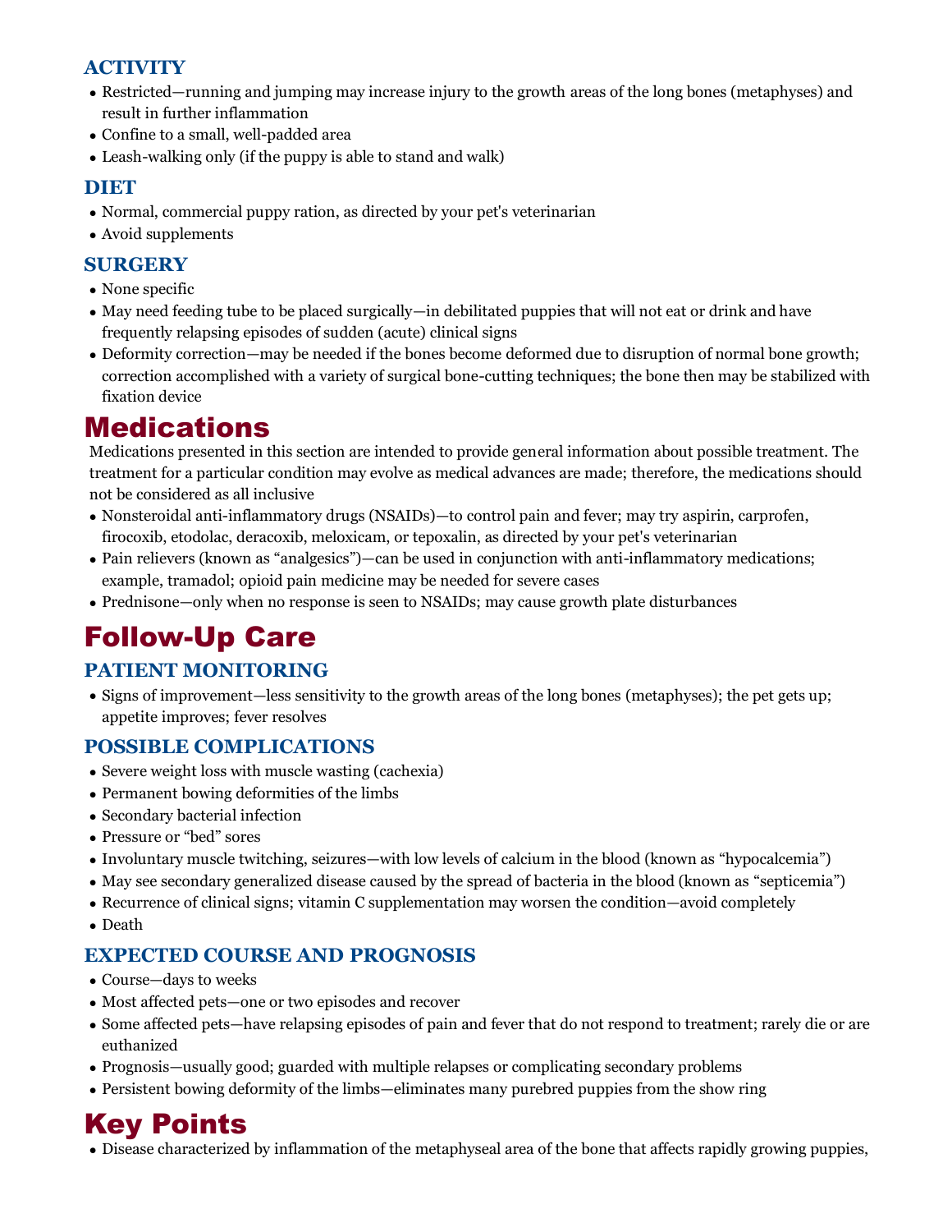### ACTIVITY

- Restricted—running and jumping may increase injury to the growth areas of the long bones (metaphyses) and result in further inflammation
- Confine to a small, well-padded area
- Leash-walking only (if the puppy is able to stand and walk)

### DIET

- Normal, commercial puppy ration, as directed by your pet's veterinarian
- Avoid supplements

### SURGERY

- None specific
- May need feeding tube to be placed surgically—in debilitated puppies that will not eat or drink and have frequently relapsing episodes of sudden (acute) clinical signs
- Deformity correction—may be needed if the bones become deformed due to disruption of normal bone growth; correction accomplished with a variety of surgical bone-cutting techniques; the bone then may be stabilized with fixation device

# Medications

Medications presented in this section are intended to provide general information about possible treatment. The treatment for a particular condition may evolve as medical advances are made; therefore, the medications should not be considered as all inclusive

- Nonsteroidal anti-inflammatory drugs (NSAIDs)—to control pain and fever; may try aspirin, carprofen, firocoxib, etodolac, deracoxib, meloxicam, or tepoxalin, as directed by your pet's veterinarian
- Pain relievers (known as "analgesics")—can be used in conjunction with anti-inflammatory medications; example, tramadol; opioid pain medicine may be needed for severe cases
- Prednisone—only when no response is seen to NSAIDs; may cause growth plate disturbances

# Follow-Up Care

### PATIENT MONITORING

- Signs of improvement—less sensitivity to the growth areas of the long bones (metaphyses); the pet gets up; appetite improves; fever resolves

### POSSIBLE COMPLICATIONS

- Severe weight loss with muscle wasting (cachexia)
- Permanent bowing deformities of the limbs
- Secondary bacterial infection
- Pressure or "bed" sores
- Involuntary muscle twitching, seizures—with low levels of calcium in the blood (known as "hypocalcemia")
- May see secondary generalized disease caused by the spread of bacteria in the blood (known as "septicemia")
- Recurrence of clinical signs; vitamin C supplementation may worsen the condition—avoid completely
- Death

### EXPECTED COURSE AND PROGNOSIS

- Course—days to weeks
- Most affected pets—one or two episodes and recover
- Some affected pets—have relapsing episodes of pain and fever that do not respond to treatment; rarely die or are euthanized
- Prognosis—usually good; guarded with multiple relapses or complicating secondary problems
- Persistent bowing deformity of the limbs—eliminates many purebred puppies from the show ring

# Key Points

- Disease characterized by inflammation of the metaphyseal area of the bone that affects rapidly growing puppies,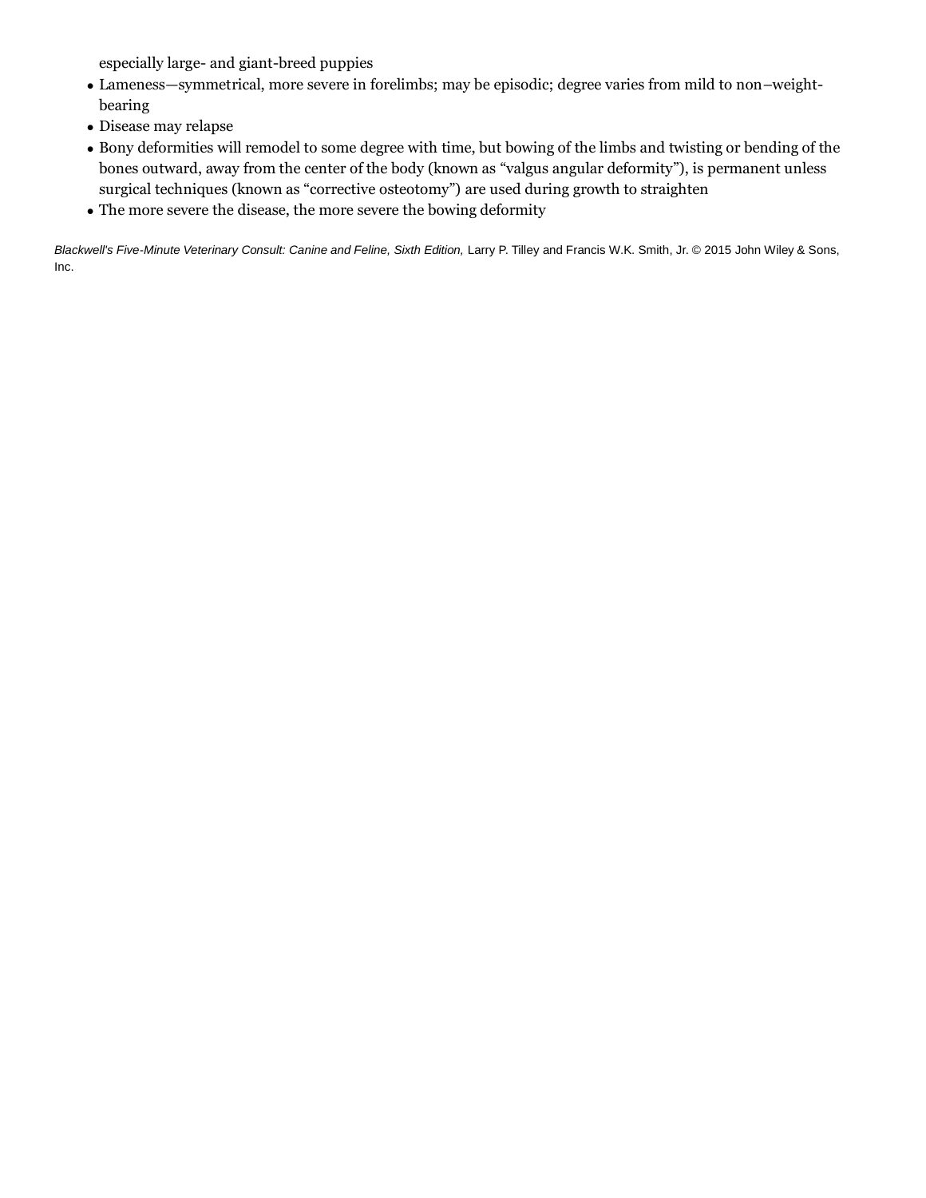especially large- and giant-breed puppies

- Lameness—symmetrical, more severe in forelimbs; may be episodic; degree varies from mild to non–weight-bearing
- Disease may relapse
- Bony deformities will remodel to some degree with time, but bowing of the limbs and twisting or bending of the bones outward, away from the center of the body (known as "valgus angular deformity"), is permanent unless surgical techniques (known as "corrective osteotomy") are used during growth to straighten
- The more severe the disease, the more severe the bowing deformity

*Blackwell's Five-Minute Veterinary Consult: Canine and Feline, Sixth Edition,* Larry P. Tilley and Francis W.K. Smith, Jr. © 2015 John Wiley & Sons, Inc.